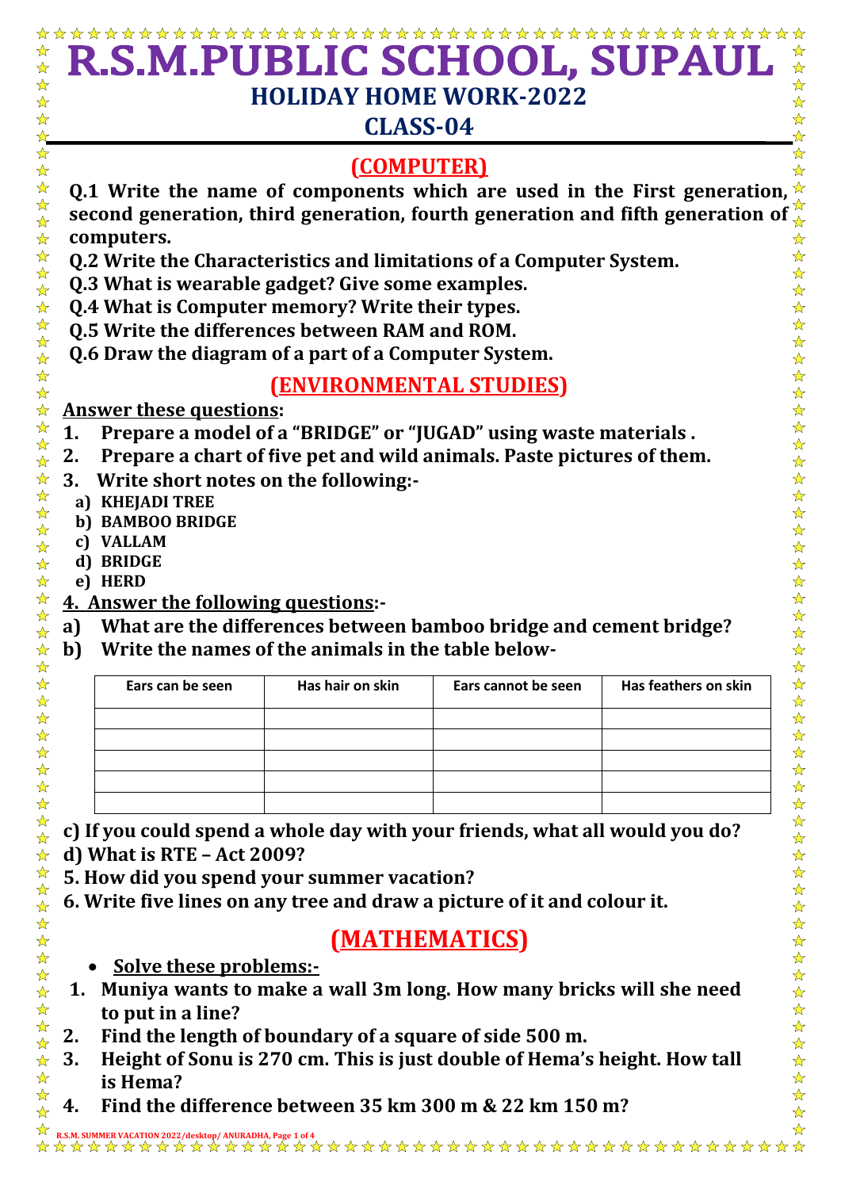# R.S.M.PUBLIC SCHOOL, SUPAUL

## HOLIDAY HOME WORK-2022

## CLASS-04

## (COMPUTER)

**Q.1 Write the name of components which are used in the First generation, second generation, third generation, fourth generation and fifth generation of computers.**

**Q.2 Write the Characteristics and limitations of a Computer System.**

**Q.3 What is wearable gadget? Give some examples.**

**Q.4 What is Computer memory? Write their types.**

**Q.5 Write the differences between RAM and ROM.**

**Q.6 Draw the diagram of a part of a Computer System.**

## (ENVIRONMENTAL STUDIES)

**Answer these questions:**

1. **Prepare a model of a "BRIDGE" or "JUGAD" using waste materials .**
2. **Prepare a chart of five pet and wild animals. Paste pictures of them.**
3. **Write short notes on the following:-**
   a) **KHEJADI TREE**
   b) **BAMBOO BRIDGE**
   c) **VALLAM**
   d) **BRIDGE**
   e) **HERD**

**4. Answer the following questions:-**

a) **What are the differences between bamboo bridge and cement bridge?**

b) **Write the names of the animals in the table below-**

| Ears can be seen | Has hair on skin | Ears cannot be seen | Has feathers on skin |
|---|---|---|---|
| | | | |
| | | | |
| | | | |
| | | | |
| | | | |

**c) If you could spend a whole day with your friends, what all would you do?**

**d) What is RTE – Act 2009?**

**5. How did you spend your summer vacation?**

**6. Write five lines on any tree and draw a picture of it and colour it.**

## (MATHEMATICS)

- **Solve these problems:-**

1. **Muniya wants to make a wall 3m long. How many bricks will she need to put in a line?**
2. **Find the length of boundary of a square of side 500 m.**
3. **Height of Sonu is 270 cm. This is just double of Hema's height. How tall is Hema?**
4. **Find the difference between 35 km 300 m & 22 km 150 m?**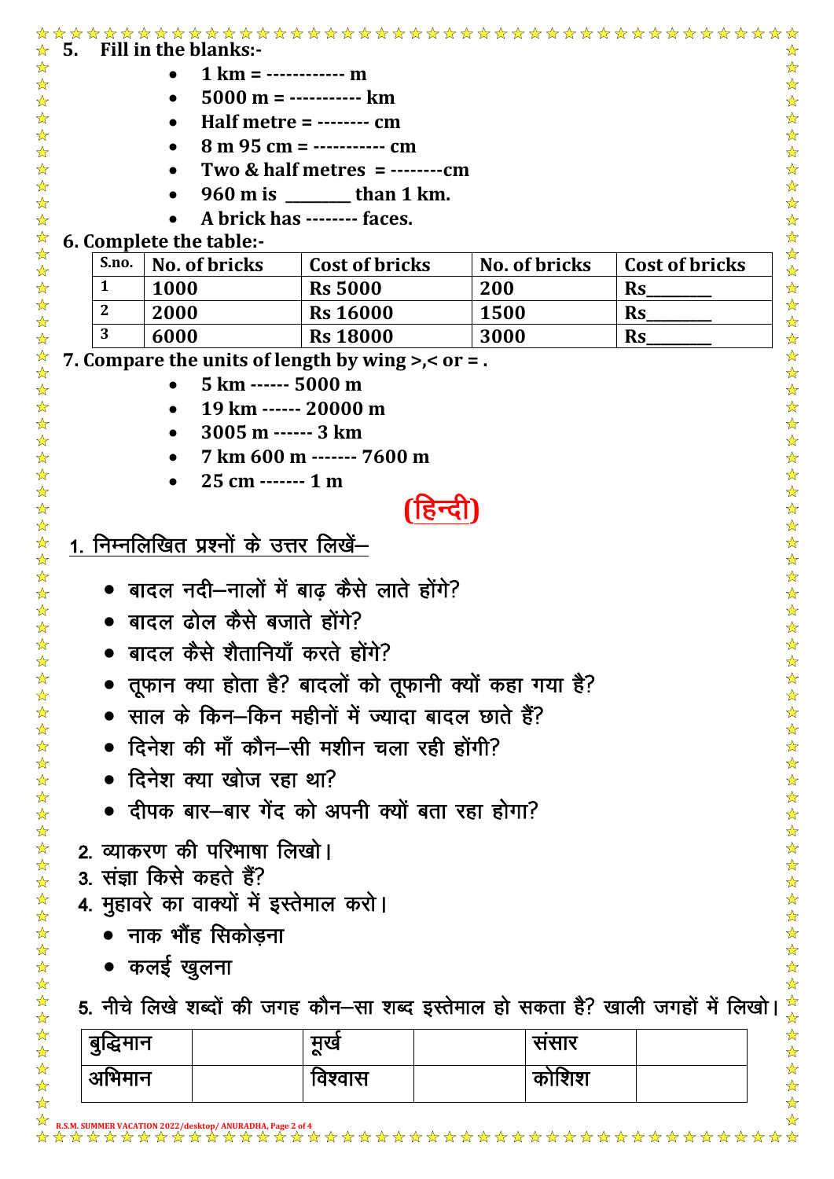**5. Fill in the blanks:-**

- **1 km = ------------ m**
- **5000 m = ----------- km**
- **Half metre = -------- cm**
- **8 m 95 cm = ----------- cm**
- **Two & half metres = --------cm**
- **960 m is ________ than 1 km.**
- **A brick has -------- faces.**

**6. Complete the table:-**

| S.no. | No. of bricks | Cost of bricks | No. of bricks | Cost of bricks |
|---|---|---|---|---|
| 1 | 1000 | Rs 5000 | 200 | Rs________ |
| 2 | 2000 | Rs 16000 | 1500 | Rs________ |
| 3 | 6000 | Rs 18000 | 3000 | Rs________ |

**7. Compare the units of length by wing >,< or = .**

- **5 km ------ 5000 m**
- **19 km ------ 20000 m**
- **3005 m ------ 3 km**
- **7 km 600 m ------- 7600 m**
- **25 cm ------- 1 m**

## (हिन्दी)

1. निम्नलिखित प्रश्नों के उत्तर लिखें–

- बादल नदी–नालों में बाढ़ कैसे लाते होंगे?
- बादल ढोल कैसे बजाते होंगे?
- बादल कैसे शैतानियाँ करते होंगे?
- तूफान क्या होता है? बादलों को तूफानी क्यों कहा गया है?
- साल के किन–किन महीनों में ज्यादा बादल छाते हैं?
- दिनेश की माँ कौन–सी मशीन चला रही होंगी?
- दिनेश क्या खोज रहा था?
- दीपक बार–बार गेंद को अपनी क्यों बता रहा होगा?

2. व्याकरण की परिभाषा लिखो।

3. संज्ञा किसे कहते हैं?

4. मुहावरे का वाक्यों में इस्तेमाल करो।

- नाक भौंह सिकोड़ना
- कलई खुलना

5. नीचे लिखे शब्दों की जगह कौन–सा शब्द इस्तेमाल हो सकता है? खाली जगहों में लिखो।

| बुद्धिमान | | मूर्ख | | संसार | |
|---|---|---|---|---|---|
| अभिमान | | विश्वास | | कोशिश | |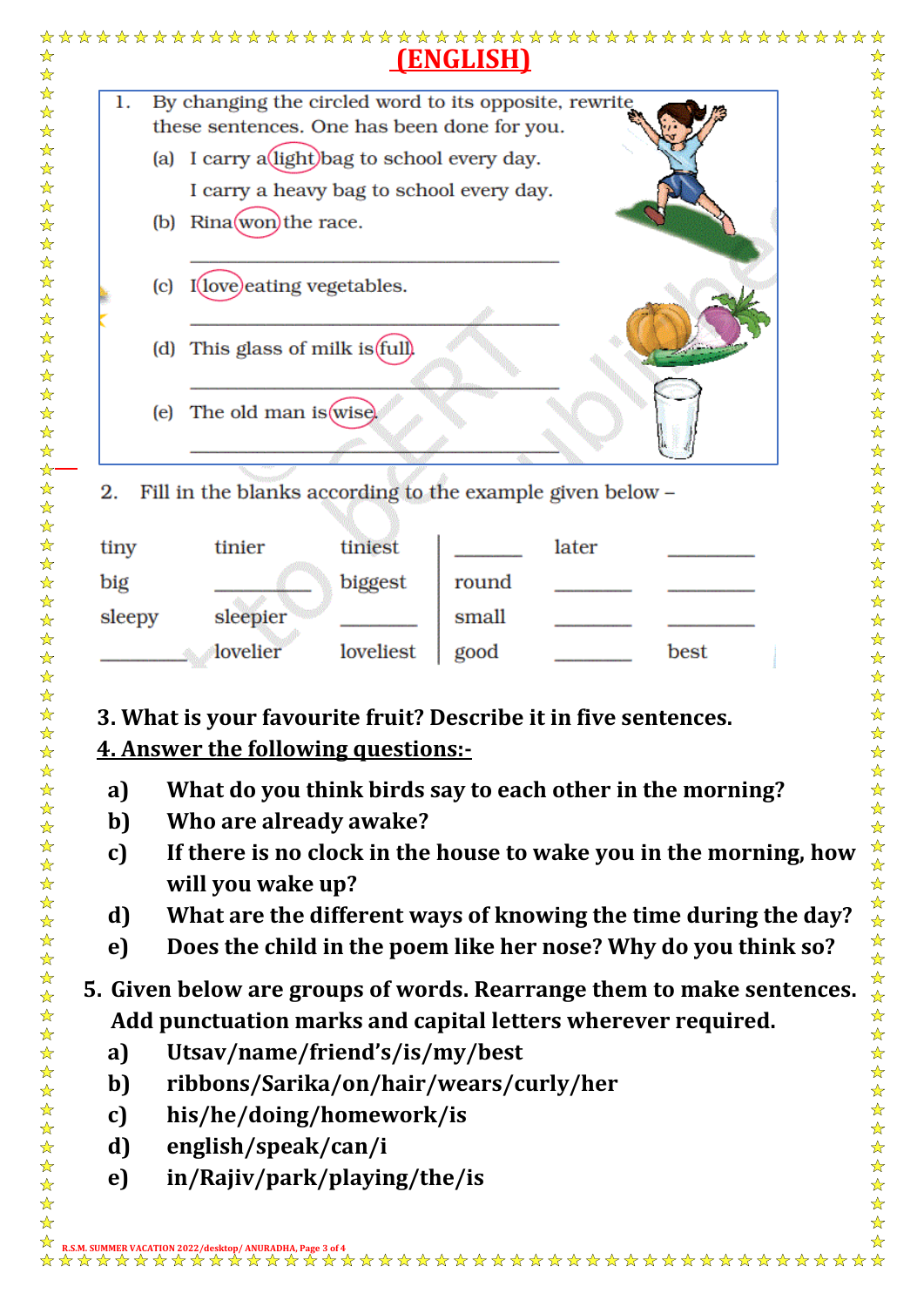# (ENGLISH)

1. By changing the circled word to its opposite, rewrite these sentences. One has been done for you.

   (a) I carry a light bag to school every day.
   I carry a heavy bag to school every day.

   (b) Rina won the race.
   ______________________________

   (c) I love eating vegetables.
   ______________________________

   (d) This glass of milk is full.
   ______________________________

   (e) The old man is wise.
   ______________________________

2. Fill in the blanks according to the example given below –

| | | | | | |
|---|---|---|---|---|---|
| tiny | tinier | tiniest | ______ | later | ______ |
| big | ______ | biggest | round | ______ | ______ |
| sleepy | sleepier | ______ | small | ______ | ______ |
| ______ | lovelier | loveliest | good | ______ | best |

**3. What is your favourite fruit? Describe it in five sentences.**

**4. Answer the following questions:-**

**a) What do you think birds say to each other in the morning?**

**b) Who are already awake?**

**c) If there is no clock in the house to wake you in the morning, how will you wake up?**

**d) What are the different ways of knowing the time during the day?**

**e) Does the child in the poem like her nose? Why do you think so?**

**5. Given below are groups of words. Rearrange them to make sentences. Add punctuation marks and capital letters wherever required.**

**a) Utsav/name/friend's/is/my/best**

**b) ribbons/Sarika/on/hair/wears/curly/her**

**c) his/he/doing/homework/is**

**d) english/speak/can/i**

**e) in/Rajiv/park/playing/the/is**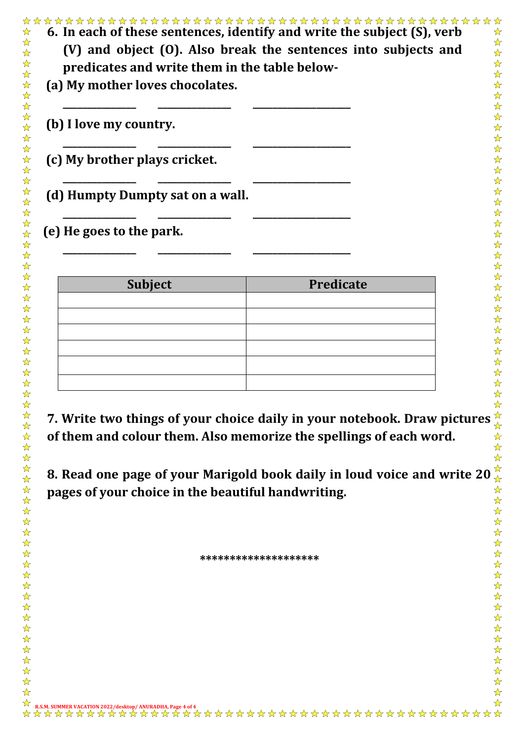**6. In each of these sentences, identify and write the subject (S), verb (V) and object (O). Also break the sentences into subjects and predicates and write them in the table below-**

**(a) My mother loves chocolates.**

______________ ______________ __________________

**(b) I love my country.**

______________ ______________ __________________

**(c) My brother plays cricket.**

______________ ______________ __________________

**(d) Humpty Dumpty sat on a wall.**

______________ ______________ __________________

**(e) He goes to the park.**

______________ ______________ __________________

| Subject | Predicate |
|---|---|
| | |
| | |
| | |
| | |
| | |
| | |

**7. Write two things of your choice daily in your notebook. Draw pictures of them and colour them. Also memorize the spellings of each word.**

**8. Read one page of your Marigold book daily in loud voice and write 20 pages of your choice in the beautiful handwriting.**

********************